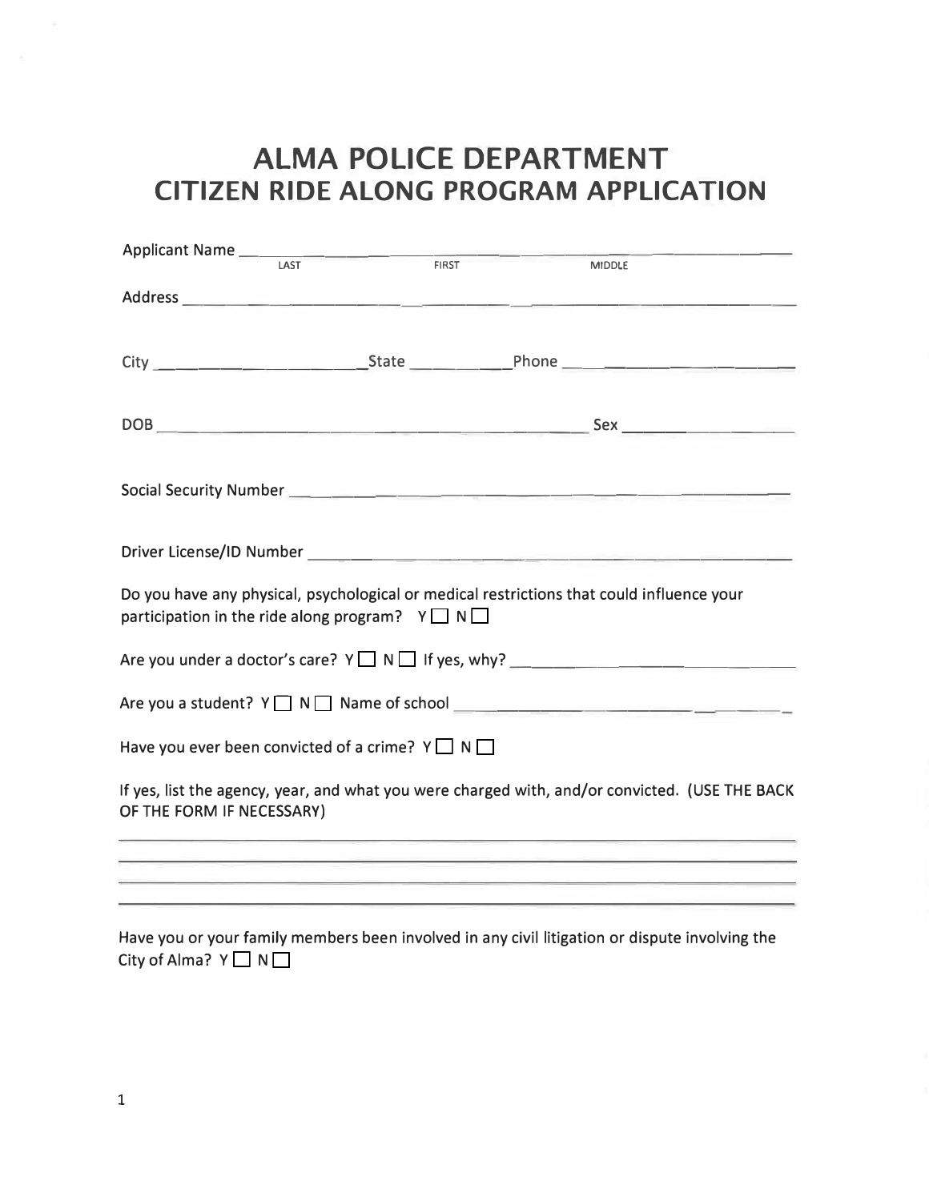# ALMA POLICE DEPARTMENT
# CITIZEN RIDE ALONG PROGRAM APPLICATION

Applicant Name ______________________________________________
LAST FIRST MIDDLE

Address ______________________________________________

City ____________________ State __________ Phone ____________________

DOB ______________________________________________ Sex ______________

Social Security Number ______________________________________________

Driver License/ID Number ______________________________________________

Do you have any physical, psychological or medical restrictions that could influence your participation in the ride along program? Y ☐ N ☐

Are you under a doctor's care? Y ☐ N ☐ If yes, why? ____________________

Are you a student? Y ☐ N ☐ Name of school ____________________

Have you ever been convicted of a crime? Y ☐ N ☐

If yes, list the agency, year, and what you were charged with, and/or convicted. (USE THE BACK OF THE FORM IF NECESSARY)

______________________________________________

______________________________________________

______________________________________________

______________________________________________

Have you or your family members been involved in any civil litigation or dispute involving the City of Alma? Y ☐ N ☐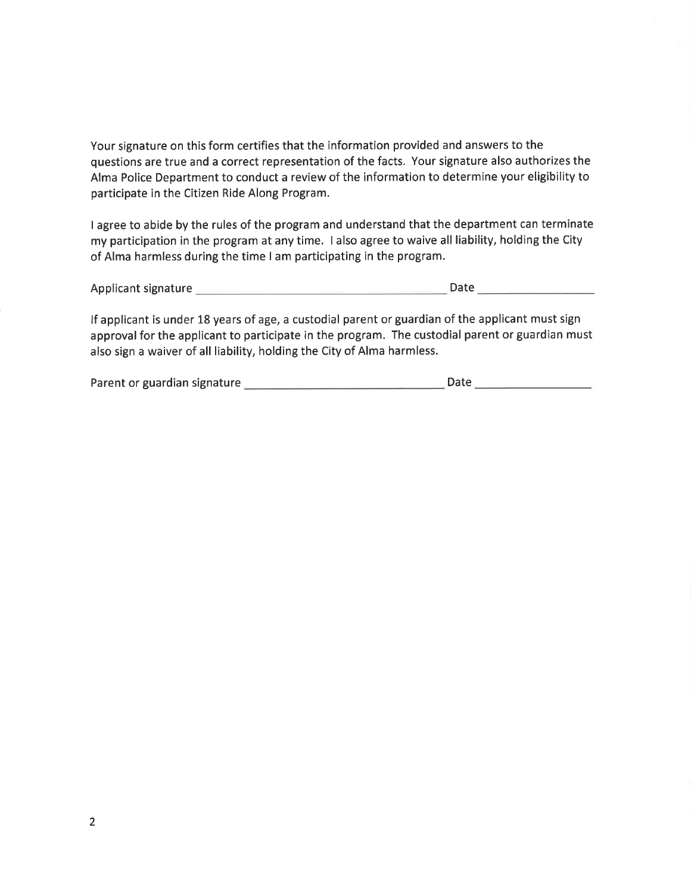Your signature on this form certifies that the information provided and answers to the questions are true and a correct representation of the facts. Your signature also authorizes the Alma Police Department to conduct a review of the information to determine your eligibility to participate in the Citizen Ride Along Program.

I agree to abide by the rules of the program and understand that the department can terminate my participation in the program at any time. I also agree to waive all liability, holding the City of Alma harmless during the time I am participating in the program.

Applicant signature ________________________________________ Date ________________

If applicant is under 18 years of age, a custodial parent or guardian of the applicant must sign approval for the applicant to participate in the program. The custodial parent or guardian must also sign a waiver of all liability, holding the City of Alma harmless.

Parent or guardian signature ________________________________ Date ________________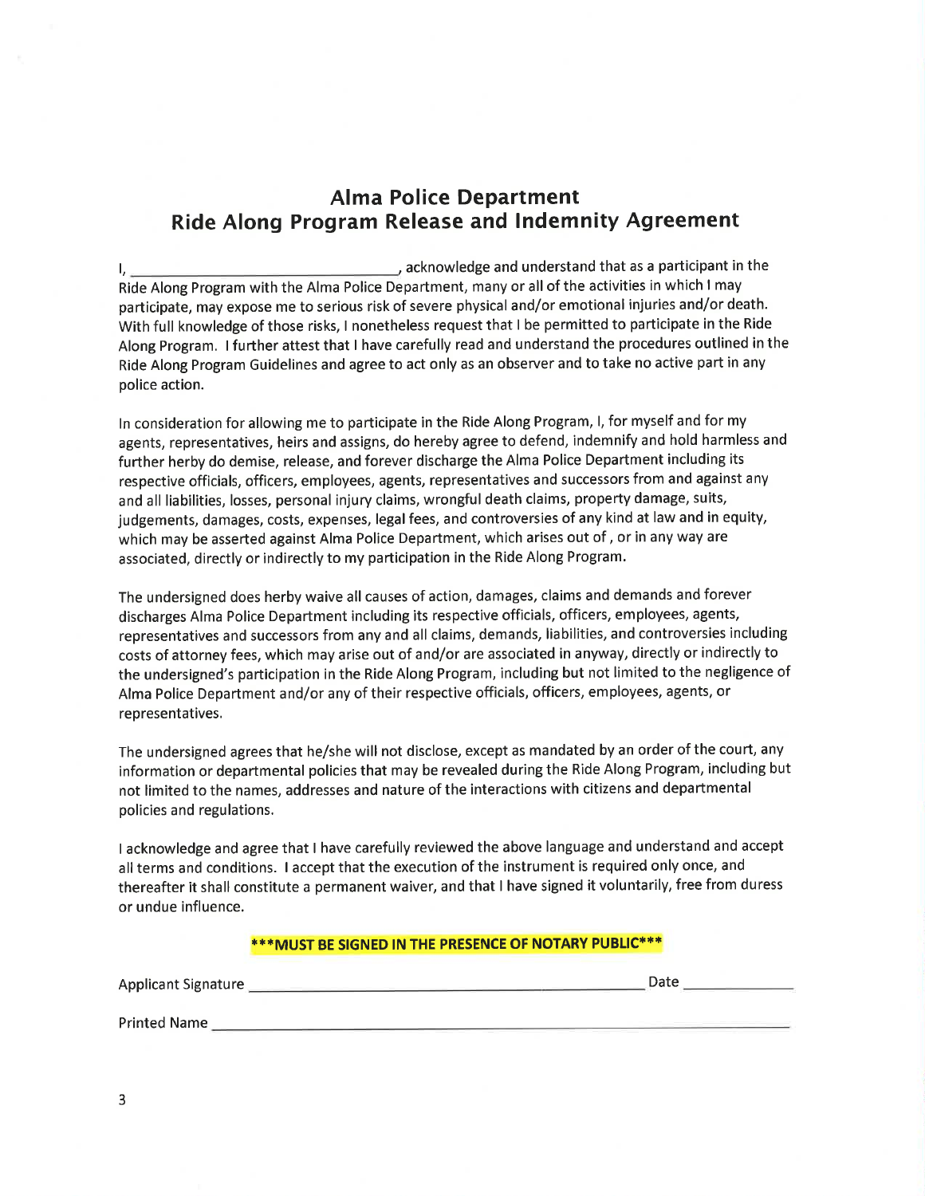# Alma Police Department
# Ride Along Program Release and Indemnity Agreement

I, \_\_\_\_\_\_\_\_\_\_\_\_\_\_\_\_\_\_\_\_\_\_\_\_\_\_\_\_\_\_\_\_\_\_, acknowledge and understand that as a participant in the Ride Along Program with the Alma Police Department, many or all of the activities in which I may participate, may expose me to serious risk of severe physical and/or emotional injuries and/or death. With full knowledge of those risks, I nonetheless request that I be permitted to participate in the Ride Along Program. I further attest that I have carefully read and understand the procedures outlined in the Ride Along Program Guidelines and agree to act only as an observer and to take no active part in any police action.

In consideration for allowing me to participate in the Ride Along Program, I, for myself and for my agents, representatives, heirs and assigns, do hereby agree to defend, indemnify and hold harmless and further herby do demise, release, and forever discharge the Alma Police Department including its respective officials, officers, employees, agents, representatives and successors from and against any and all liabilities, losses, personal injury claims, wrongful death claims, property damage, suits, judgements, damages, costs, expenses, legal fees, and controversies of any kind at law and in equity, which may be asserted against Alma Police Department, which arises out of , or in any way are associated, directly or indirectly to my participation in the Ride Along Program.

The undersigned does herby waive all causes of action, damages, claims and demands and forever discharges Alma Police Department including its respective officials, officers, employees, agents, representatives and successors from any and all claims, demands, liabilities, and controversies including costs of attorney fees, which may arise out of and/or are associated in anyway, directly or indirectly to the undersigned's participation in the Ride Along Program, including but not limited to the negligence of Alma Police Department and/or any of their respective officials, officers, employees, agents, or representatives.

The undersigned agrees that he/she will not disclose, except as mandated by an order of the court, any information or departmental policies that may be revealed during the Ride Along Program, including but not limited to the names, addresses and nature of the interactions with citizens and departmental policies and regulations.

I acknowledge and agree that I have carefully reviewed the above language and understand and accept all terms and conditions. I accept that the execution of the instrument is required only once, and thereafter it shall constitute a permanent waiver, and that I have signed it voluntarily, free from duress or undue influence.

**\*\*\*MUST BE SIGNED IN THE PRESENCE OF NOTARY PUBLIC\*\*\***

Applicant Signature \_\_\_\_\_\_\_\_\_\_\_\_\_\_\_\_\_\_\_\_\_\_\_\_\_\_\_\_\_\_\_\_\_\_\_\_\_\_\_\_ Date \_\_\_\_\_\_\_\_\_\_\_\_

Printed Name \_\_\_\_\_\_\_\_\_\_\_\_\_\_\_\_\_\_\_\_\_\_\_\_\_\_\_\_\_\_\_\_\_\_\_\_\_\_\_\_\_\_\_\_\_\_\_\_\_\_\_\_\_\_\_\_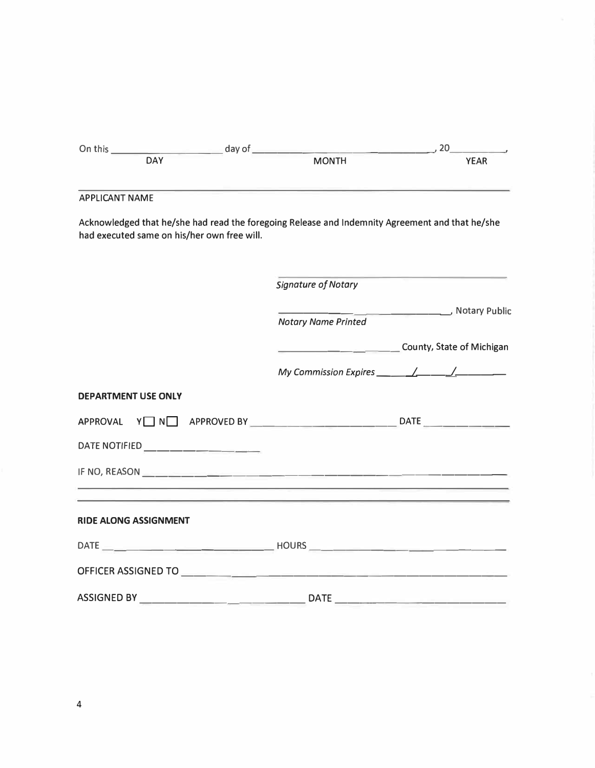On this ____________________ day of ______________________________________, 20__________,
DAY MONTH YEAR

______________________________________________________________________________

APPLICANT NAME

Acknowledged that he/she had read the foregoing Release and Indemnity Agreement and that he/she had executed same on his/her own free will.

______________________________________
*Signature of Notary*

______________________________________, Notary Public
*Notary Name Printed*

______________________ County, State of Michigan

*My Commission Expires* ______/______/________

**DEPARTMENT USE ONLY**

APPROVAL Y☐ N☐ APPROVED BY ______________________________ DATE ________________

DATE NOTIFIED ________________________

IF NO, REASON ________________________________________________________________________

______________________________________________________________________________

______________________________________________________________________________

**RIDE ALONG ASSIGNMENT**

DATE ______________________________________ HOURS ______________________________________

OFFICER ASSIGNED TO ___________________________________________________________________

ASSIGNED BY ______________________________ DATE ________________________________________